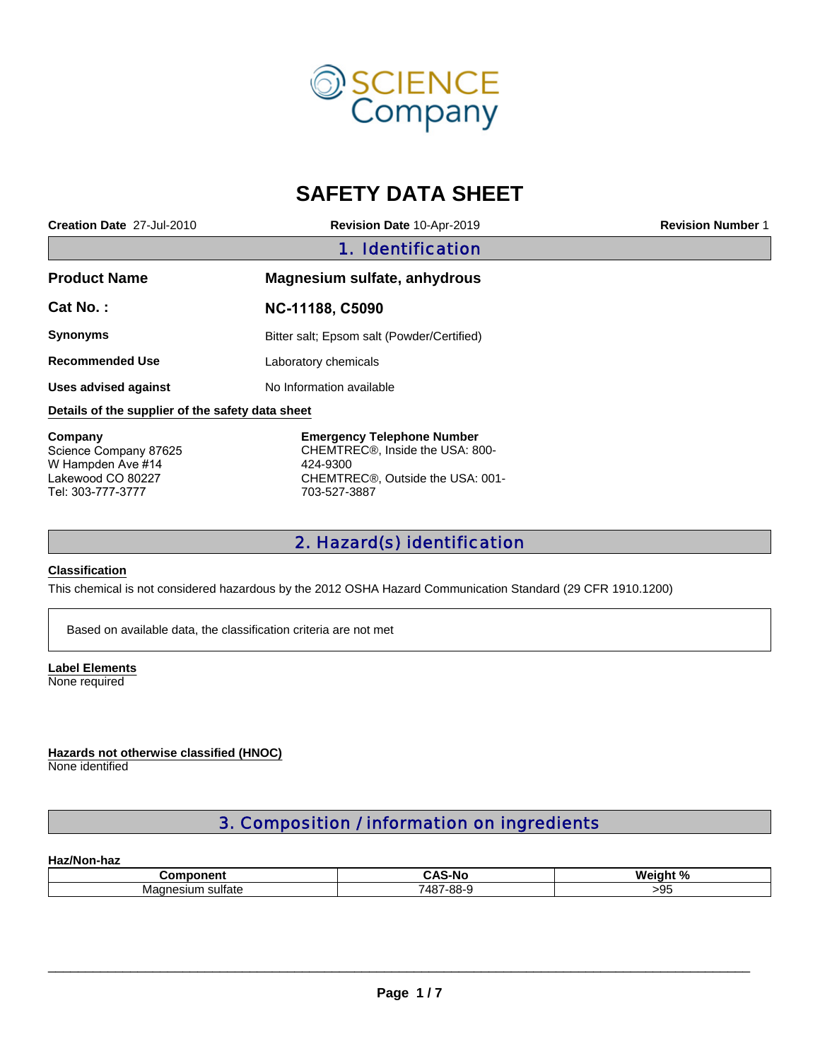SCIENCE Company

# SAFETY DATA SHEET

**Creation Date** 27-Jul-2010 **Revision Date** 10-Apr-2019 **Revision Number** 1

## 1. Identification

**Product Name** **Magnesium sulfate, anhydrous**

**Cat No. :** **NC-11188, C5090**

**Synonyms** Bitter salt; Epsom salt (Powder/Certified)

**Recommended Use** Laboratory chemicals

**Uses advised against** No Information available

**Details of the supplier of the safety data sheet**

**Company**
Science Company 87625
W Hampden Ave #14
Lakewood CO 80227
Tel: 303-777-3777

**Emergency Telephone Number**
CHEMTREC®, Inside the USA: 800-424-9300
CHEMTREC®, Outside the USA: 001-703-527-3887

## 2. Hazard(s) identification

**Classification**

This chemical is not considered hazardous by the 2012 OSHA Hazard Communication Standard (29 CFR 1910.1200)

Based on available data, the classification criteria are not met

**Label Elements**
None required

**Hazards not otherwise classified (HNOC)**
None identified

## 3. Composition / information on ingredients

**Haz/Non-haz**

| Component | CAS-No | Weight % |
| --- | --- | --- |
| Magnesium sulfate | 7487-88-9 | >95 |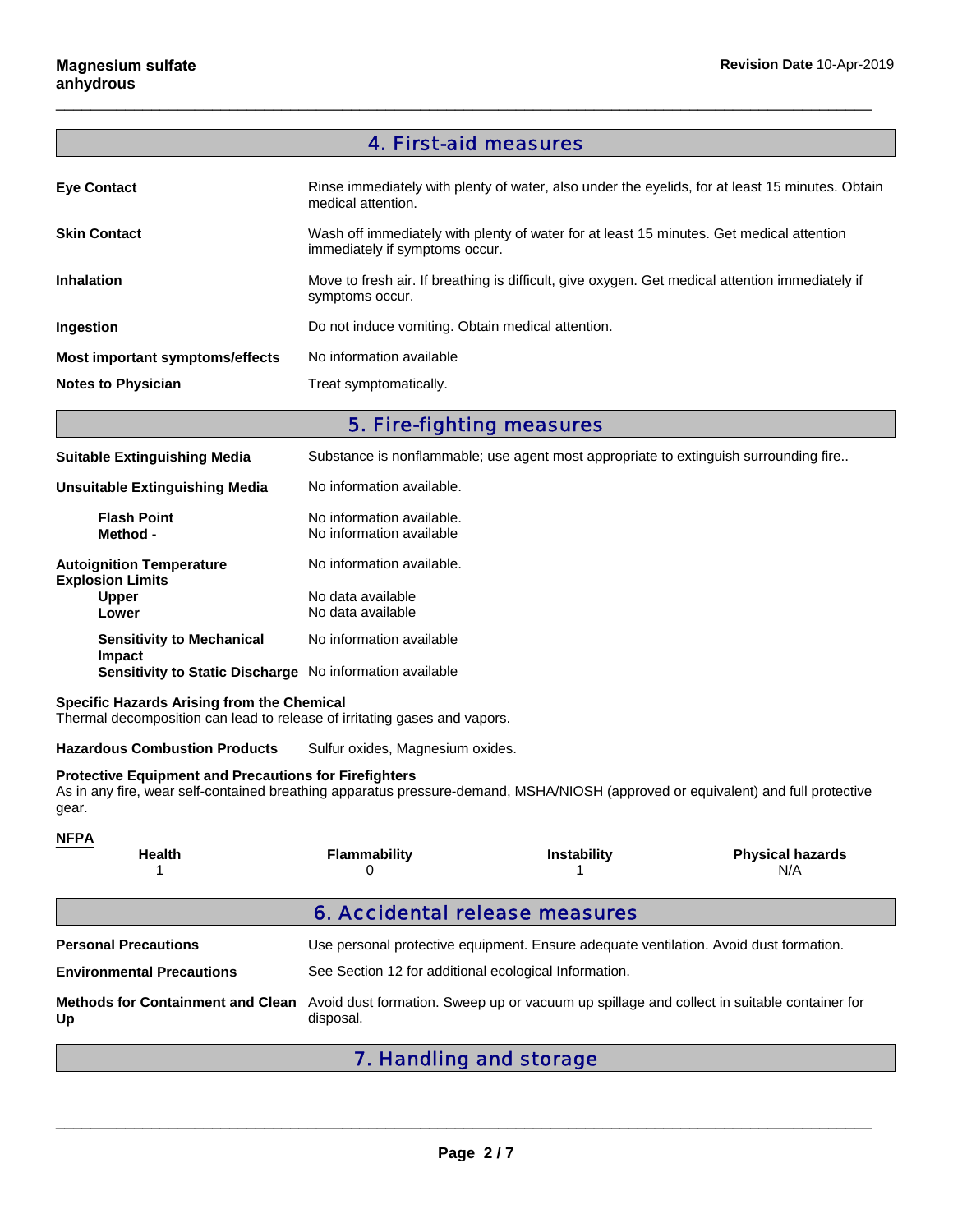## 4. First-aid measures

| | |
|---|---|
| **Eye Contact** | Rinse immediately with plenty of water, also under the eyelids, for at least 15 minutes. Obtain medical attention. |
| **Skin Contact** | Wash off immediately with plenty of water for at least 15 minutes. Get medical attention immediately if symptoms occur. |
| **Inhalation** | Move to fresh air. If breathing is difficult, give oxygen. Get medical attention immediately if symptoms occur. |
| **Ingestion** | Do not induce vomiting. Obtain medical attention. |
| **Most important symptoms/effects** | No information available |
| **Notes to Physician** | Treat symptomatically. |

## 5. Fire-fighting measures

| | |
|---|---|
| **Suitable Extinguishing Media** | Substance is nonflammable; use agent most appropriate to extinguish surrounding fire.. |
| **Unsuitable Extinguishing Media** | No information available. |
| **Flash Point** | No information available. |
| **Method -** | No information available |
| **Autoignition Temperature** | No information available. |
| **Explosion Limits** | |
| **Upper** | No data available |
| **Lower** | No data available |
| **Sensitivity to Mechanical Impact** | No information available |
| **Sensitivity to Static Discharge** | No information available |

**Specific Hazards Arising from the Chemical**
Thermal decomposition can lead to release of irritating gases and vapors.

**Hazardous Combustion Products** Sulfur oxides, Magnesium oxides.

**Protective Equipment and Precautions for Firefighters**
As in any fire, wear self-contained breathing apparatus pressure-demand, MSHA/NIOSH (approved or equivalent) and full protective gear.

**NFPA**

| Health | Flammability | Instability | Physical hazards |
|---|---|---|---|
| 1 | 0 | 1 | N/A |

## 6. Accidental release measures

| | |
|---|---|
| **Personal Precautions** | Use personal protective equipment. Ensure adequate ventilation. Avoid dust formation. |
| **Environmental Precautions** | See Section 12 for additional ecological Information. |
| **Methods for Containment and Clean Up** | Avoid dust formation. Sweep up or vacuum up spillage and collect in suitable container for disposal. |

## 7. Handling and storage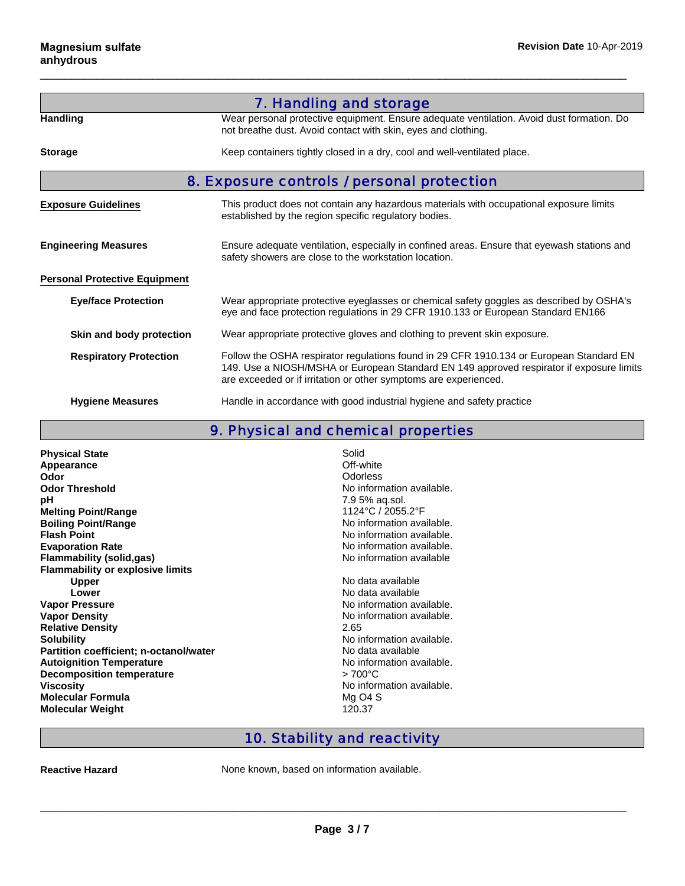## 7. Handling and storage

| | |
|---|---|
| **Handling** | Wear personal protective equipment. Ensure adequate ventilation. Avoid dust formation. Do not breathe dust. Avoid contact with skin, eyes and clothing. |
| **Storage** | Keep containers tightly closed in a dry, cool and well-ventilated place. |

## 8. Exposure controls / personal protection

| | |
|---|---|
| **Exposure Guidelines** | This product does not contain any hazardous materials with occupational exposure limits established by the region specific regulatory bodies. |
| **Engineering Measures** | Ensure adequate ventilation, especially in confined areas. Ensure that eyewash stations and safety showers are close to the workstation location. |

**Personal Protective Equipment**

| | |
|---|---|
| **Eye/face Protection** | Wear appropriate protective eyeglasses or chemical safety goggles as described by OSHA's eye and face protection regulations in 29 CFR 1910.133 or European Standard EN166 |
| **Skin and body protection** | Wear appropriate protective gloves and clothing to prevent skin exposure. |
| **Respiratory Protection** | Follow the OSHA respirator regulations found in 29 CFR 1910.134 or European Standard EN 149. Use a NIOSH/MSHA or European Standard EN 149 approved respirator if exposure limits are exceeded or if irritation or other symptoms are experienced. |
| **Hygiene Measures** | Handle in accordance with good industrial hygiene and safety practice |

## 9. Physical and chemical properties

| | |
|---|---|
| **Physical State** | Solid |
| **Appearance** | Off-white |
| **Odor** | Odorless |
| **Odor Threshold** | No information available. |
| **pH** | 7.9 5% aq.sol. |
| **Melting Point/Range** | 1124°C / 2055.2°F |
| **Boiling Point/Range** | No information available. |
| **Flash Point** | No information available. |
| **Evaporation Rate** | No information available. |
| **Flammability (solid,gas)** | No information available |
| **Flammability or explosive limits** | |
| **Upper** | No data available |
| **Lower** | No data available |
| **Vapor Pressure** | No information available. |
| **Vapor Density** | No information available. |
| **Relative Density** | 2.65 |
| **Solubility** | No information available. |
| **Partition coefficient; n-octanol/water** | No data available |
| **Autoignition Temperature** | No information available. |
| **Decomposition temperature** | > 700°C |
| **Viscosity** | No information available. |
| **Molecular Formula** | Mg O4 S |
| **Molecular Weight** | 120.37 |

## 10. Stability and reactivity

| | |
|---|---|
| **Reactive Hazard** | None known, based on information available. |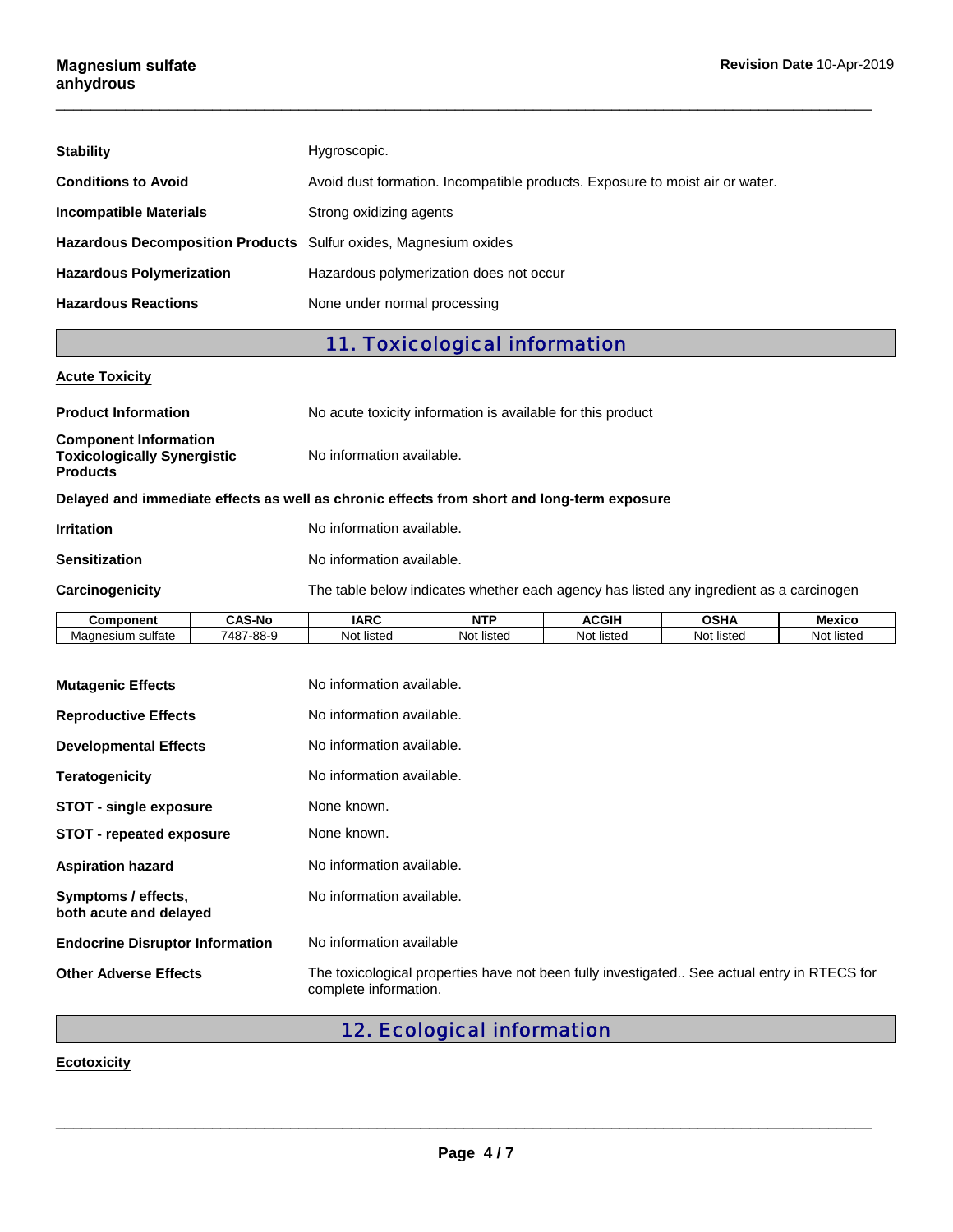**Stability** Hygroscopic.

**Conditions to Avoid** Avoid dust formation. Incompatible products. Exposure to moist air or water.

**Incompatible Materials** Strong oxidizing agents

**Hazardous Decomposition Products** Sulfur oxides, Magnesium oxides

**Hazardous Polymerization** Hazardous polymerization does not occur

**Hazardous Reactions** None under normal processing

## 11. Toxicological information

### Acute Toxicity

**Product Information** No acute toxicity information is available for this product

**Component Information Toxicologically Synergistic Products** No information available.

**Delayed and immediate effects as well as chronic effects from short and long-term exposure**

**Irritation** No information available.

**Sensitization** No information available.

**Carcinogenicity** The table below indicates whether each agency has listed any ingredient as a carcinogen

| Component | CAS-No | IARC | NTP | ACGIH | OSHA | Mexico |
|---|---|---|---|---|---|---|
| Magnesium sulfate | 7487-88-9 | Not listed | Not listed | Not listed | Not listed | Not listed |

**Mutagenic Effects** No information available.

**Reproductive Effects** No information available.

**Developmental Effects** No information available.

**Teratogenicity** No information available.

**STOT - single exposure** None known.

**STOT - repeated exposure** None known.

**Aspiration hazard** No information available.

**Symptoms / effects, both acute and delayed** No information available.

**Endocrine Disruptor Information** No information available

**Other Adverse Effects** The toxicological properties have not been fully investigated.. See actual entry in RTECS for complete information.

## 12. Ecological information

### Ecotoxicity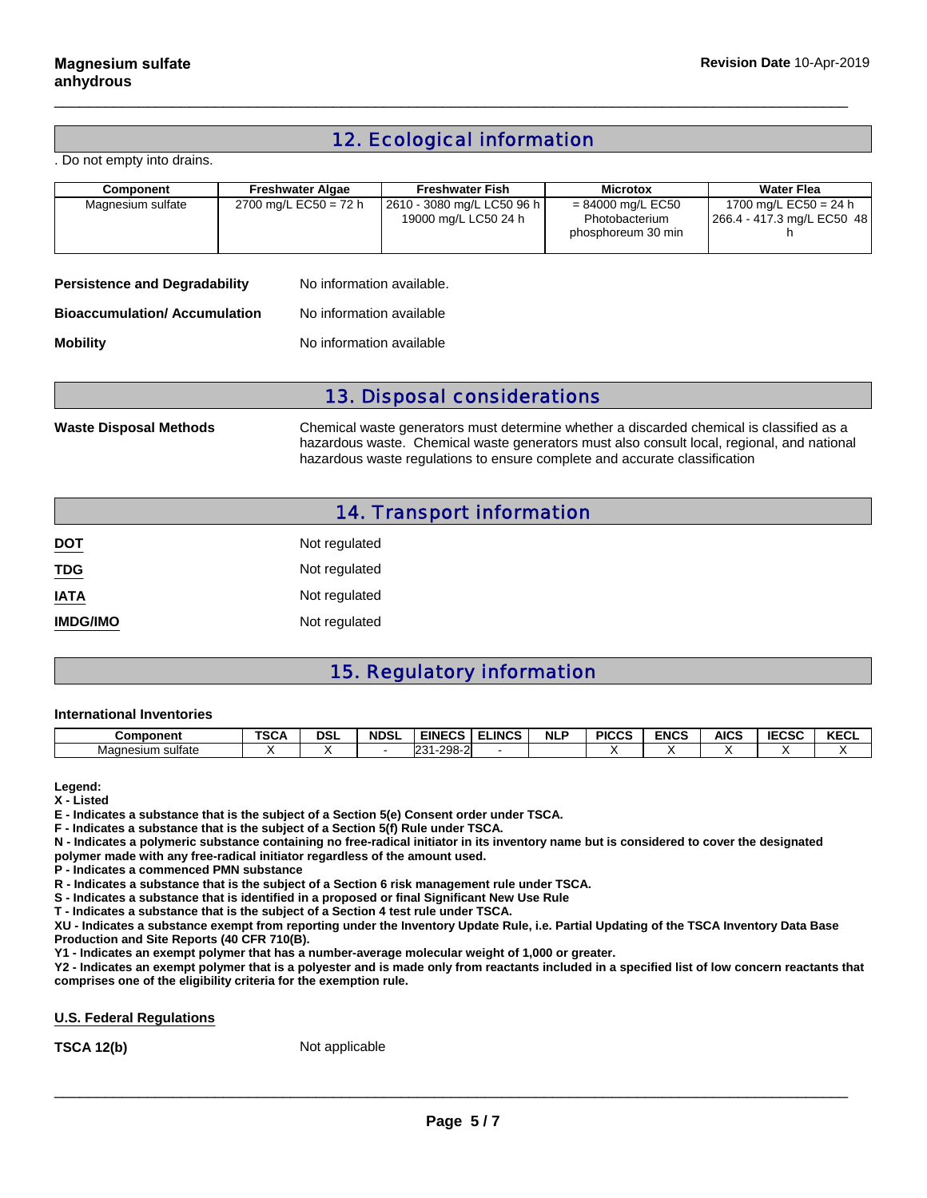## 12. Ecological information

. Do not empty into drains.

| Component | Freshwater Algae | Freshwater Fish | Microtox | Water Flea |
|---|---|---|---|---|
| Magnesium sulfate | 2700 mg/L EC50 = 72 h | 2610 - 3080 mg/L LC50 96 h<br>19000 mg/L LC50 24 h | = 84000 mg/L EC50 Photobacterium phosphoreum 30 min | 1700 mg/L EC50 = 24 h<br>266.4 - 417.3 mg/L EC50 48 h |

**Persistence and Degradability** No information available.

**Bioaccumulation/ Accumulation** No information available

**Mobility** No information available

## 13. Disposal considerations

**Waste Disposal Methods** Chemical waste generators must determine whether a discarded chemical is classified as a hazardous waste. Chemical waste generators must also consult local, regional, and national hazardous waste regulations to ensure complete and accurate classification

## 14. Transport information

**DOT** Not regulated

**TDG** Not regulated

**IATA** Not regulated

**IMDG/IMO** Not regulated

## 15. Regulatory information

**International Inventories**

| Component | TSCA | DSL | NDSL | EINECS | ELINCS | NLP | PICCS | ENCS | AICS | IECSC | KECL |
|---|---|---|---|---|---|---|---|---|---|---|---|
| Magnesium sulfate | X | X | - | 231-298-2 | - | | X | X | X | X | X |

**Legend:**
**X - Listed**
**E - Indicates a substance that is the subject of a Section 5(e) Consent order under TSCA.**
**F - Indicates a substance that is the subject of a Section 5(f) Rule under TSCA.**
**N - Indicates a polymeric substance containing no free-radical initiator in its inventory name but is considered to cover the designated polymer made with any free-radical initiator regardless of the amount used.**
**P - Indicates a commenced PMN substance**
**R - Indicates a substance that is the subject of a Section 6 risk management rule under TSCA.**
**S - Indicates a substance that is identified in a proposed or final Significant New Use Rule**
**T - Indicates a substance that is the subject of a Section 4 test rule under TSCA.**
**XU - Indicates a substance exempt from reporting under the Inventory Update Rule, i.e. Partial Updating of the TSCA Inventory Data Base Production and Site Reports (40 CFR 710(B).**
**Y1 - Indicates an exempt polymer that has a number-average molecular weight of 1,000 or greater.**
**Y2 - Indicates an exempt polymer that is a polyester and is made only from reactants included in a specified list of low concern reactants that comprises one of the eligibility criteria for the exemption rule.**

**U.S. Federal Regulations**

**TSCA 12(b)** Not applicable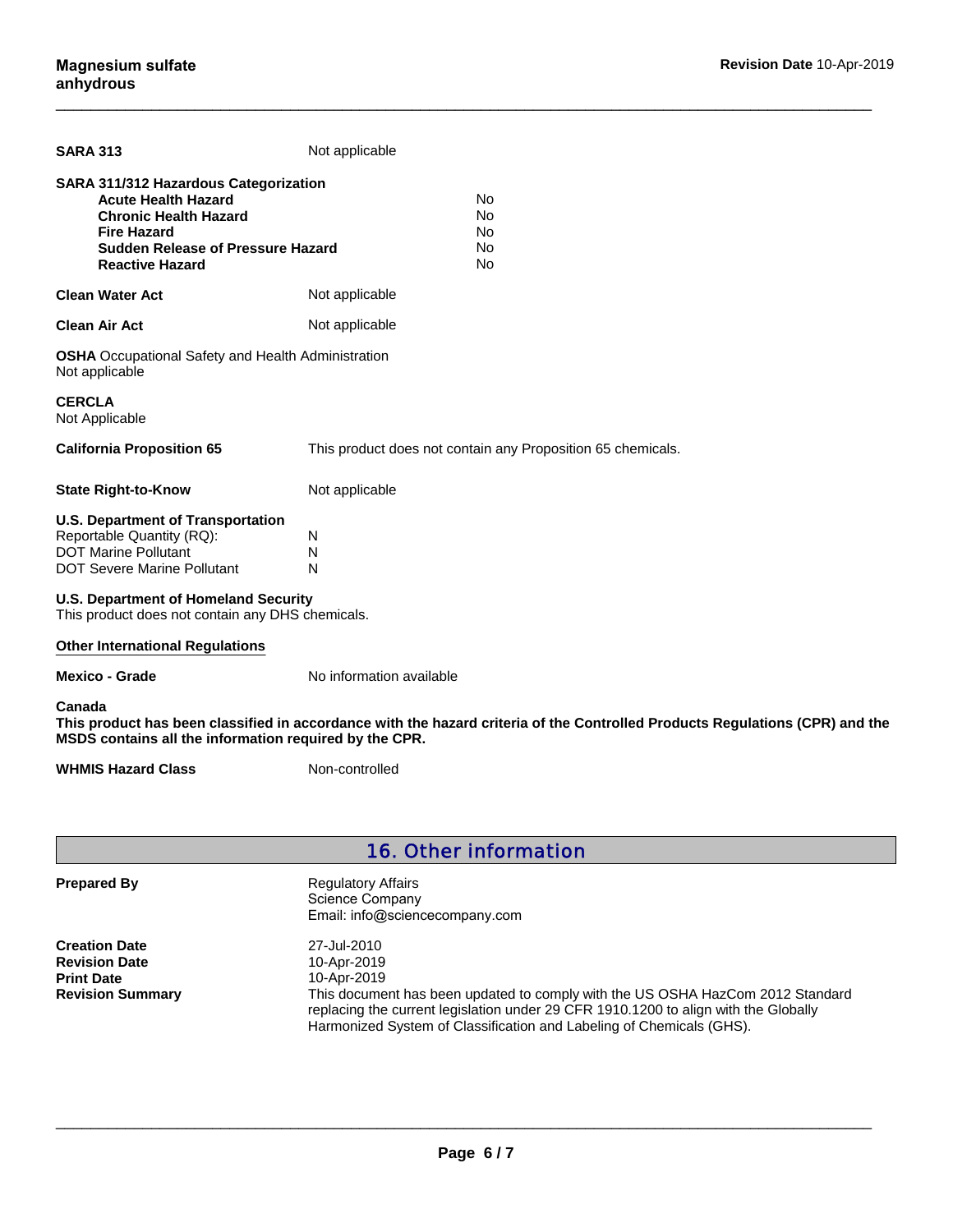**SARA 313** Not applicable

**SARA 311/312 Hazardous Categorization**

| | |
|---|---|
| **Acute Health Hazard** | No |
| **Chronic Health Hazard** | No |
| **Fire Hazard** | No |
| **Sudden Release of Pressure Hazard** | No |
| **Reactive Hazard** | No |

**Clean Water Act** Not applicable

**Clean Air Act** Not applicable

**OSHA** Occupational Safety and Health Administration
Not applicable

**CERCLA**
Not Applicable

**California Proposition 65** This product does not contain any Proposition 65 chemicals.

**State Right-to-Know** Not applicable

**U.S. Department of Transportation**

| | |
|---|---|
| Reportable Quantity (RQ): | N |
| DOT Marine Pollutant | N |
| DOT Severe Marine Pollutant | N |

**U.S. Department of Homeland Security**
This product does not contain any DHS chemicals.

**Other International Regulations**

**Mexico - Grade** No information available

**Canada**
**This product has been classified in accordance with the hazard criteria of the Controlled Products Regulations (CPR) and the MSDS contains all the information required by the CPR.**

**WHMIS Hazard Class** Non-controlled

## 16. Other information

**Prepared By**
Regulatory Affairs
Science Company
Email: info@sciencecompany.com

**Creation Date** 27-Jul-2010
**Revision Date** 10-Apr-2019
**Print Date** 10-Apr-2019
**Revision Summary** This document has been updated to comply with the US OSHA HazCom 2012 Standard replacing the current legislation under 29 CFR 1910.1200 to align with the Globally Harmonized System of Classification and Labeling of Chemicals (GHS).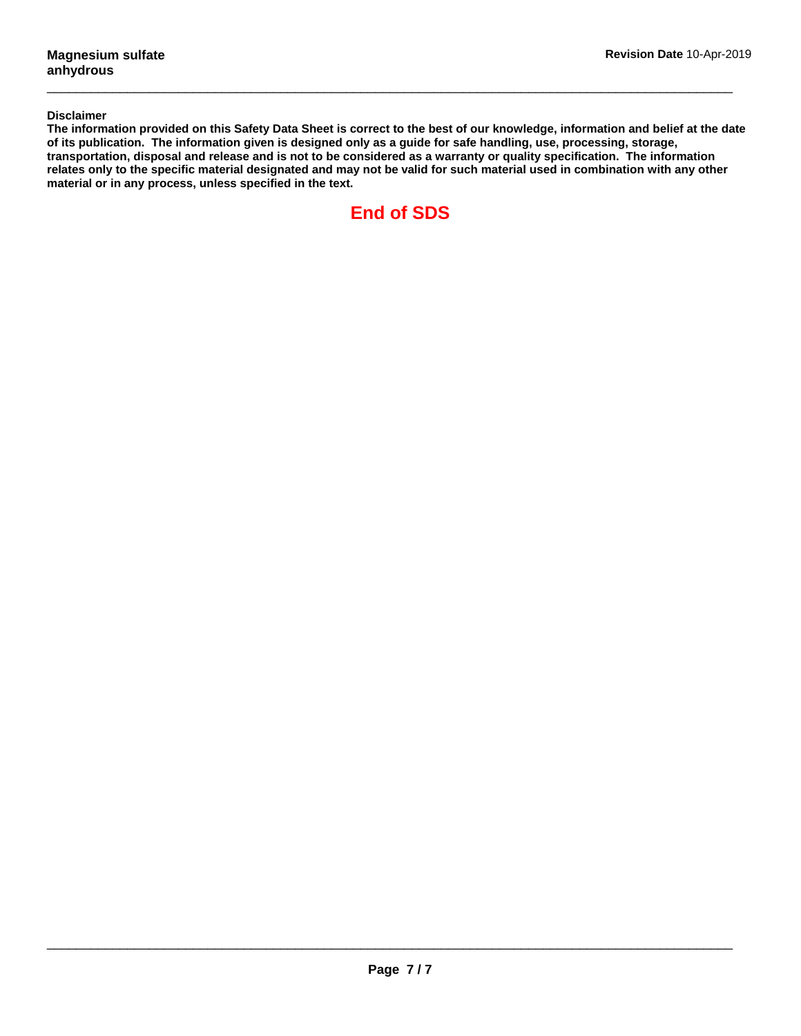**Disclaimer**

**The information provided on this Safety Data Sheet is correct to the best of our knowledge, information and belief at the date of its publication. The information given is designed only as a guide for safe handling, use, processing, storage, transportation, disposal and release and is not to be considered as a warranty or quality specification. The information relates only to the specific material designated and may not be valid for such material used in combination with any other material or in any process, unless specified in the text.**

**End of SDS**